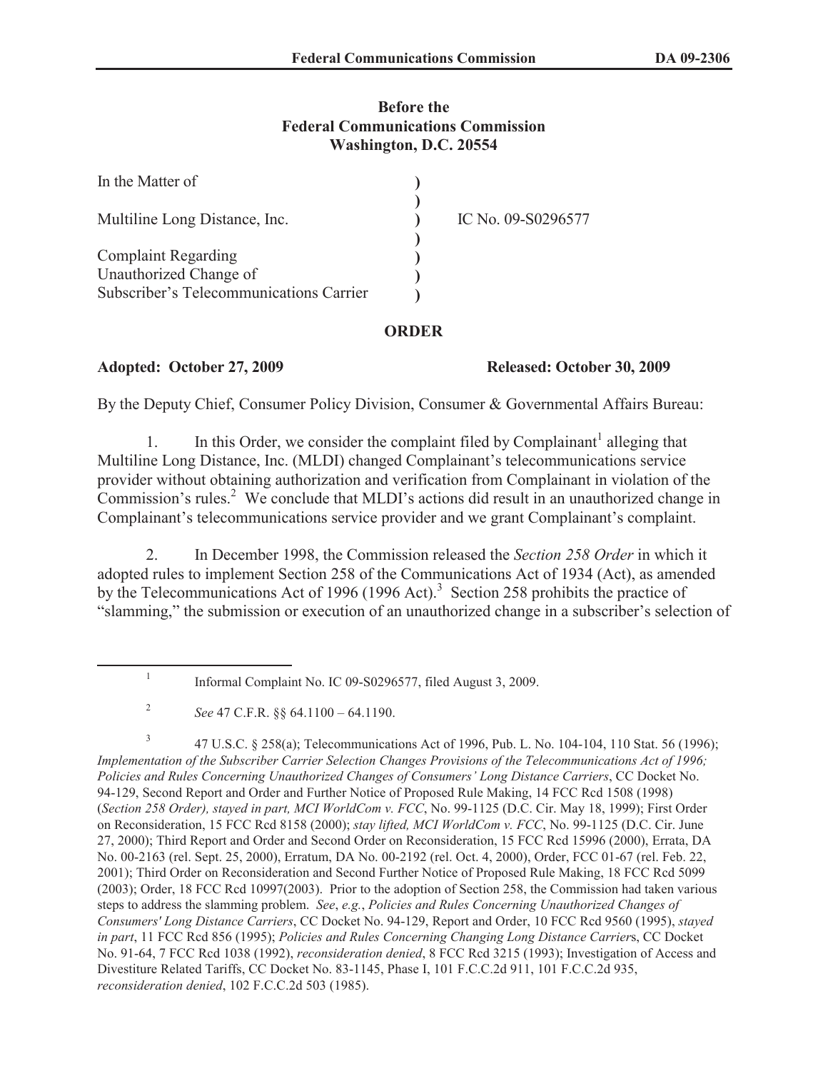# Before the Federal Communications Commission Washington, D.C. 20554

| | | |
|---|---|---|
| In the Matter of | ) | |
| | ) | |
| Multiline Long Distance, Inc. | ) | IC No. 09-S0296577 |
| | ) | |
| Complaint Regarding | ) | |
| Unauthorized Change of | ) | |
| Subscriber's Telecommunications Carrier | ) | |

## ORDER

**Adopted: October 27, 2009** **Released: October 30, 2009**

By the Deputy Chief, Consumer Policy Division, Consumer & Governmental Affairs Bureau:

1. In this Order, we consider the complaint filed by Complainant[1] alleging that Multiline Long Distance, Inc. (MLDI) changed Complainant's telecommunications service provider without obtaining authorization and verification from Complainant in violation of the Commission's rules.[2] We conclude that MLDI's actions did result in an unauthorized change in Complainant's telecommunications service provider and we grant Complainant's complaint.

2. In December 1998, the Commission released the *Section 258 Order* in which it adopted rules to implement Section 258 of the Communications Act of 1934 (Act), as amended by the Telecommunications Act of 1996 (1996 Act).[3] Section 258 prohibits the practice of "slamming," the submission or execution of an unauthorized change in a subscriber's selection of

---

[1] Informal Complaint No. IC 09-S0296577, filed August 3, 2009.

[2] *See* 47 C.F.R. §§ 64.1100 – 64.1190.

[3] 47 U.S.C. § 258(a); Telecommunications Act of 1996, Pub. L. No. 104-104, 110 Stat. 56 (1996); *Implementation of the Subscriber Carrier Selection Changes Provisions of the Telecommunications Act of 1996; Policies and Rules Concerning Unauthorized Changes of Consumers' Long Distance Carriers*, CC Docket No. 94-129, Second Report and Order and Further Notice of Proposed Rule Making, 14 FCC Rcd 1508 (1998) (*Section 258 Order), stayed in part, MCI WorldCom v. FCC*, No. 99-1125 (D.C. Cir. May 18, 1999); First Order on Reconsideration, 15 FCC Rcd 8158 (2000); *stay lifted, MCI WorldCom v. FCC*, No. 99-1125 (D.C. Cir. June 27, 2000); Third Report and Order and Second Order on Reconsideration, 15 FCC Rcd 15996 (2000), Errata, DA No. 00-2163 (rel. Sept. 25, 2000), Erratum, DA No. 00-2192 (rel. Oct. 4, 2000), Order, FCC 01-67 (rel. Feb. 22, 2001); Third Order on Reconsideration and Second Further Notice of Proposed Rule Making, 18 FCC Rcd 5099 (2003); Order, 18 FCC Rcd 10997(2003). Prior to the adoption of Section 258, the Commission had taken various steps to address the slamming problem. *See*, *e.g.*, *Policies and Rules Concerning Unauthorized Changes of Consumers' Long Distance Carriers*, CC Docket No. 94-129, Report and Order, 10 FCC Rcd 9560 (1995), *stayed in part*, 11 FCC Rcd 856 (1995); *Policies and Rules Concerning Changing Long Distance Carrier*s, CC Docket No. 91-64, 7 FCC Rcd 1038 (1992), *reconsideration denied*, 8 FCC Rcd 3215 (1993); Investigation of Access and Divestiture Related Tariffs, CC Docket No. 83-1145, Phase I, 101 F.C.C.2d 911, 101 F.C.C.2d 935, *reconsideration denied*, 102 F.C.C.2d 503 (1985).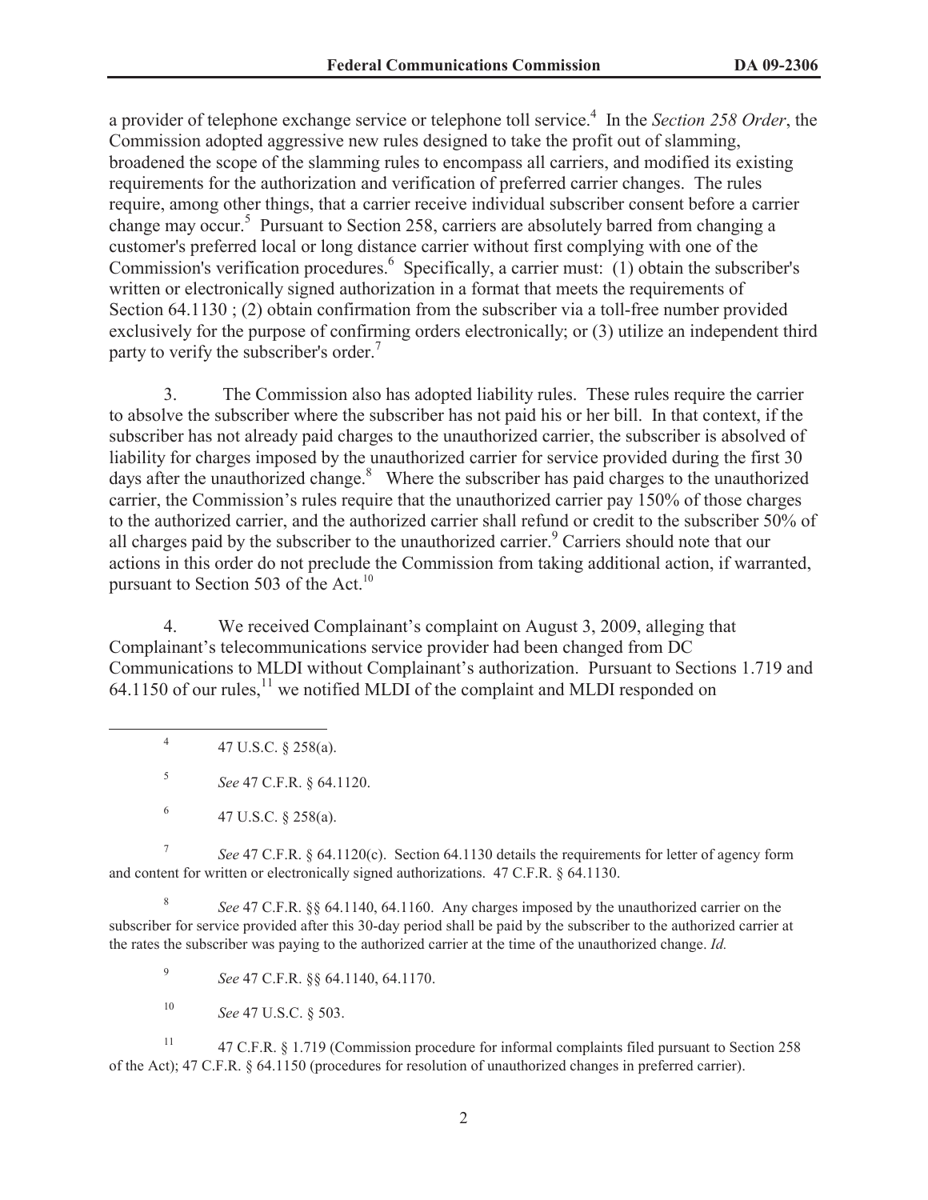a provider of telephone exchange service or telephone toll service.[4] In the *Section 258 Order*, the Commission adopted aggressive new rules designed to take the profit out of slamming, broadened the scope of the slamming rules to encompass all carriers, and modified its existing requirements for the authorization and verification of preferred carrier changes. The rules require, among other things, that a carrier receive individual subscriber consent before a carrier change may occur.[5] Pursuant to Section 258, carriers are absolutely barred from changing a customer's preferred local or long distance carrier without first complying with one of the Commission's verification procedures.[6] Specifically, a carrier must: (1) obtain the subscriber's written or electronically signed authorization in a format that meets the requirements of Section 64.1130 ; (2) obtain confirmation from the subscriber via a toll-free number provided exclusively for the purpose of confirming orders electronically; or (3) utilize an independent third party to verify the subscriber's order.[7]

3. The Commission also has adopted liability rules. These rules require the carrier to absolve the subscriber where the subscriber has not paid his or her bill. In that context, if the subscriber has not already paid charges to the unauthorized carrier, the subscriber is absolved of liability for charges imposed by the unauthorized carrier for service provided during the first 30 days after the unauthorized change.[8] Where the subscriber has paid charges to the unauthorized carrier, the Commission's rules require that the unauthorized carrier pay 150% of those charges to the authorized carrier, and the authorized carrier shall refund or credit to the subscriber 50% of all charges paid by the subscriber to the unauthorized carrier.[9] Carriers should note that our actions in this order do not preclude the Commission from taking additional action, if warranted, pursuant to Section 503 of the Act.[10]

4. We received Complainant's complaint on August 3, 2009, alleging that Complainant's telecommunications service provider had been changed from DC Communications to MLDI without Complainant's authorization. Pursuant to Sections 1.719 and 64.1150 of our rules,[11] we notified MLDI of the complaint and MLDI responded on

---

[4] 47 U.S.C. § 258(a).

[5] *See* 47 C.F.R. § 64.1120.

[6] 47 U.S.C. § 258(a).

[7] *See* 47 C.F.R. § 64.1120(c). Section 64.1130 details the requirements for letter of agency form and content for written or electronically signed authorizations. 47 C.F.R. § 64.1130.

[8] *See* 47 C.F.R. §§ 64.1140, 64.1160. Any charges imposed by the unauthorized carrier on the subscriber for service provided after this 30-day period shall be paid by the subscriber to the authorized carrier at the rates the subscriber was paying to the authorized carrier at the time of the unauthorized change. *Id.*

[9] *See* 47 C.F.R. §§ 64.1140, 64.1170.

[10] *See* 47 U.S.C. § 503.

[11] 47 C.F.R. § 1.719 (Commission procedure for informal complaints filed pursuant to Section 258 of the Act); 47 C.F.R. § 64.1150 (procedures for resolution of unauthorized changes in preferred carrier).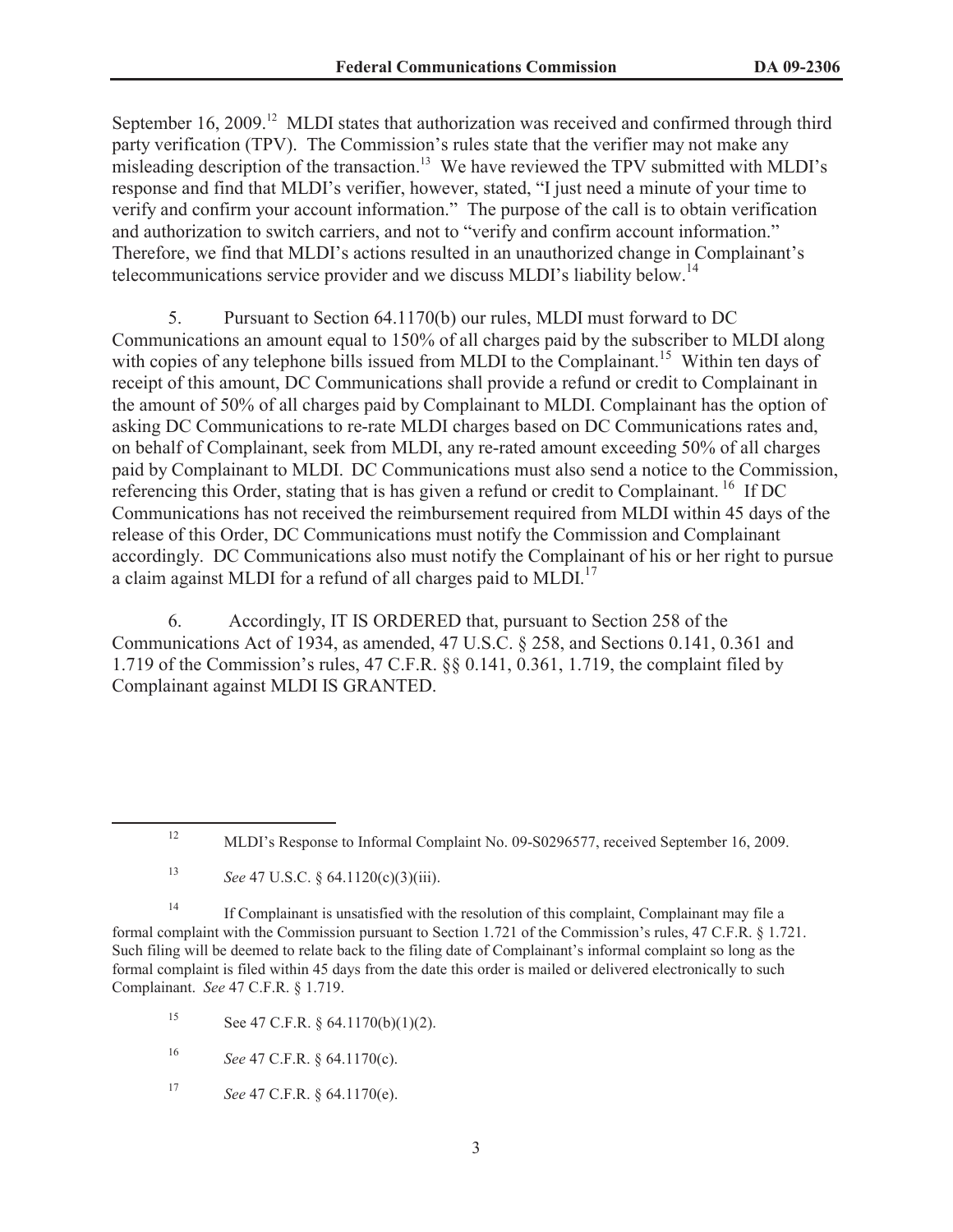September 16, 2009.[12] MLDI states that authorization was received and confirmed through third party verification (TPV). The Commission's rules state that the verifier may not make any misleading description of the transaction.[13] We have reviewed the TPV submitted with MLDI's response and find that MLDI's verifier, however, stated, "I just need a minute of your time to verify and confirm your account information." The purpose of the call is to obtain verification and authorization to switch carriers, and not to "verify and confirm account information." Therefore, we find that MLDI's actions resulted in an unauthorized change in Complainant's telecommunications service provider and we discuss MLDI's liability below.[14]

5. Pursuant to Section 64.1170(b) our rules, MLDI must forward to DC Communications an amount equal to 150% of all charges paid by the subscriber to MLDI along with copies of any telephone bills issued from MLDI to the Complainant.[15] Within ten days of receipt of this amount, DC Communications shall provide a refund or credit to Complainant in the amount of 50% of all charges paid by Complainant to MLDI. Complainant has the option of asking DC Communications to re-rate MLDI charges based on DC Communications rates and, on behalf of Complainant, seek from MLDI, any re-rated amount exceeding 50% of all charges paid by Complainant to MLDI. DC Communications must also send a notice to the Commission, referencing this Order, stating that is has given a refund or credit to Complainant.[16] If DC Communications has not received the reimbursement required from MLDI within 45 days of the release of this Order, DC Communications must notify the Commission and Complainant accordingly. DC Communications also must notify the Complainant of his or her right to pursue a claim against MLDI for a refund of all charges paid to MLDI.[17]

6. Accordingly, IT IS ORDERED that, pursuant to Section 258 of the Communications Act of 1934, as amended, 47 U.S.C. § 258, and Sections 0.141, 0.361 and 1.719 of the Commission's rules, 47 C.F.R. §§ 0.141, 0.361, 1.719, the complaint filed by Complainant against MLDI IS GRANTED.

---

[12] MLDI's Response to Informal Complaint No. 09-S0296577, received September 16, 2009.

[13] *See* 47 U.S.C. § 64.1120(c)(3)(iii).

[14] If Complainant is unsatisfied with the resolution of this complaint, Complainant may file a formal complaint with the Commission pursuant to Section 1.721 of the Commission's rules, 47 C.F.R. § 1.721. Such filing will be deemed to relate back to the filing date of Complainant's informal complaint so long as the formal complaint is filed within 45 days from the date this order is mailed or delivered electronically to such Complainant. *See* 47 C.F.R. § 1.719.

[15] See 47 C.F.R. § 64.1170(b)(1)(2).

[16] *See* 47 C.F.R. § 64.1170(c).

[17] *See* 47 C.F.R. § 64.1170(e).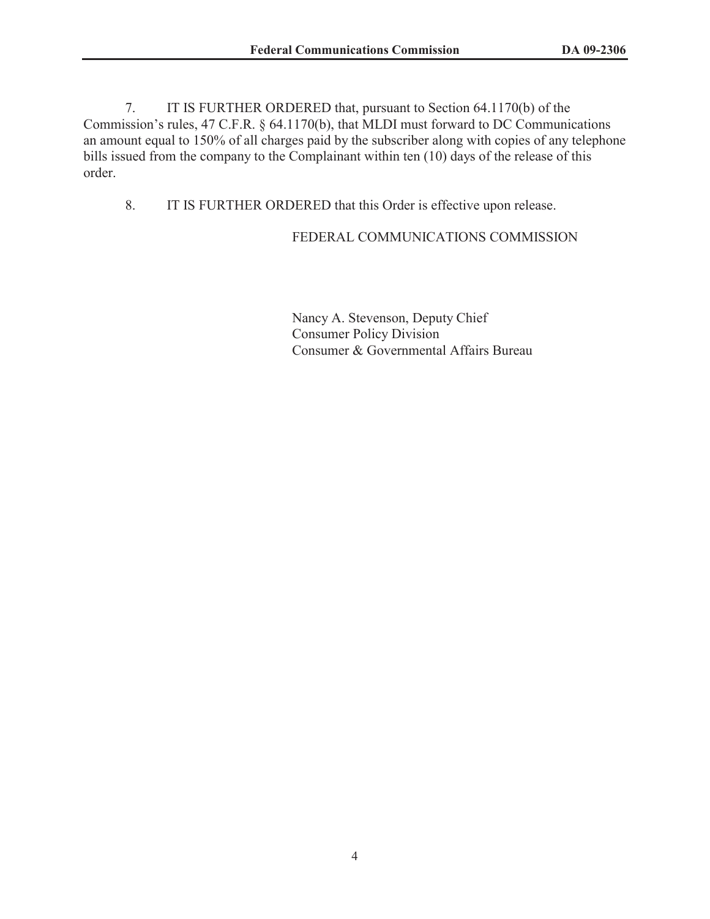7. IT IS FURTHER ORDERED that, pursuant to Section 64.1170(b) of the Commission's rules, 47 C.F.R. § 64.1170(b), that MLDI must forward to DC Communications an amount equal to 150% of all charges paid by the subscriber along with copies of any telephone bills issued from the company to the Complainant within ten (10) days of the release of this order.

8. IT IS FURTHER ORDERED that this Order is effective upon release.

FEDERAL COMMUNICATIONS COMMISSION

Nancy A. Stevenson, Deputy Chief
Consumer Policy Division
Consumer & Governmental Affairs Bureau